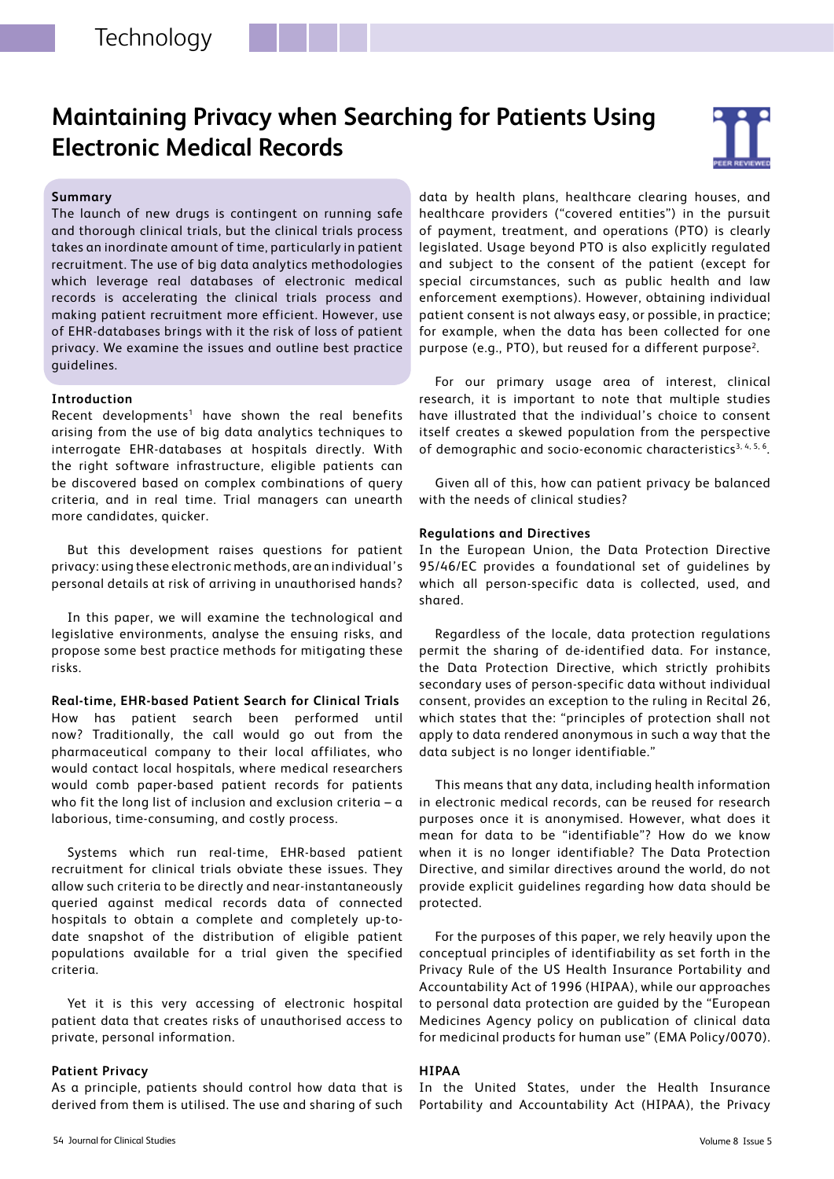# Maintaining Privacy when Searching for Patients Using Electronic Medical Records

### Summary

The launch of new drugs is contingent on running safe and thorough clinical trials, but the clinical trials process takes an inordinate amount of time, particularly in patient recruitment. The use of big data analytics methodologies which leverage real databases of electronic medical records is accelerating the clinical trials process and making patient recruitment more efficient. However, use of EHR-databases brings with it the risk of loss of patient privacy. We examine the issues and outline best practice guidelines.

### Introduction

Recent developments[1] have shown the real benefits arising from the use of big data analytics techniques to interrogate EHR-databases at hospitals directly. With the right software infrastructure, eligible patients can be discovered based on complex combinations of query criteria, and in real time. Trial managers can unearth more candidates, quicker.

But this development raises questions for patient privacy: using these electronic methods, are an individual's personal details at risk of arriving in unauthorised hands?

In this paper, we will examine the technological and legislative environments, analyse the ensuing risks, and propose some best practice methods for mitigating these risks.

### Real-time, EHR-based Patient Search for Clinical Trials

How has patient search been performed until now? Traditionally, the call would go out from the pharmaceutical company to their local affiliates, who would contact local hospitals, where medical researchers would comb paper-based patient records for patients who fit the long list of inclusion and exclusion criteria – a laborious, time-consuming, and costly process.

Systems which run real-time, EHR-based patient recruitment for clinical trials obviate these issues. They allow such criteria to be directly and near-instantaneously queried against medical records data of connected hospitals to obtain a complete and completely up-to-date snapshot of the distribution of eligible patient populations available for a trial given the specified criteria.

Yet it is this very accessing of electronic hospital patient data that creates risks of unauthorised access to private, personal information.

### Patient Privacy

As a principle, patients should control how data that is derived from them is utilised. The use and sharing of such data by health plans, healthcare clearing houses, and healthcare providers ("covered entities") in the pursuit of payment, treatment, and operations (PTO) is clearly legislated. Usage beyond PTO is also explicitly regulated and subject to the consent of the patient (except for special circumstances, such as public health and law enforcement exemptions). However, obtaining individual patient consent is not always easy, or possible, in practice; for example, when the data has been collected for one purpose (e.g., PTO), but reused for a different purpose[2].

For our primary usage area of interest, clinical research, it is important to note that multiple studies have illustrated that the individual's choice to consent itself creates a skewed population from the perspective of demographic and socio-economic characteristics[3, 4, 5, 6].

Given all of this, how can patient privacy be balanced with the needs of clinical studies?

### Regulations and Directives

In the European Union, the Data Protection Directive 95/46/EC provides a foundational set of guidelines by which all person-specific data is collected, used, and shared.

Regardless of the locale, data protection regulations permit the sharing of de-identified data. For instance, the Data Protection Directive, which strictly prohibits secondary uses of person-specific data without individual consent, provides an exception to the ruling in Recital 26, which states that the: "principles of protection shall not apply to data rendered anonymous in such a way that the data subject is no longer identifiable."

This means that any data, including health information in electronic medical records, can be reused for research purposes once it is anonymised. However, what does it mean for data to be "identifiable"? How do we know when it is no longer identifiable? The Data Protection Directive, and similar directives around the world, do not provide explicit guidelines regarding how data should be protected.

For the purposes of this paper, we rely heavily upon the conceptual principles of identifiability as set forth in the Privacy Rule of the US Health Insurance Portability and Accountability Act of 1996 (HIPAA), while our approaches to personal data protection are guided by the "European Medicines Agency policy on publication of clinical data for medicinal products for human use" (EMA Policy/0070).

### HIPAA

In the United States, under the Health Insurance Portability and Accountability Act (HIPAA), the Privacy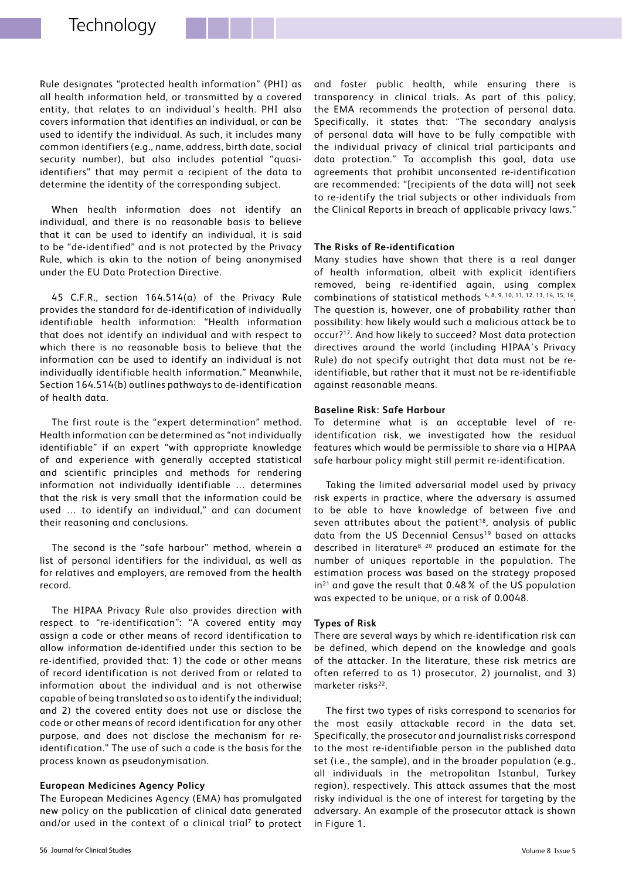Rule designates "protected health information" (PHI) as all health information held, or transmitted by a covered entity, that relates to an individual's health. PHI also covers information that identifies an individual, or can be used to identify the individual. As such, it includes many common identifiers (e.g., name, address, birth date, social security number), but also includes potential "quasi-identifiers" that may permit a recipient of the data to determine the identity of the corresponding subject.

When health information does not identify an individual, and there is no reasonable basis to believe that it can be used to identify an individual, it is said to be "de-identified" and is not protected by the Privacy Rule, which is akin to the notion of being anonymised under the EU Data Protection Directive.

45 C.F.R., section 164.514(a) of the Privacy Rule provides the standard for de-identification of individually identifiable health information: "Health information that does not identify an individual and with respect to which there is no reasonable basis to believe that the information can be used to identify an individual is not individually identifiable health information." Meanwhile, Section 164.514(b) outlines pathways to de-identification of health data.

The first route is the "expert determination" method. Health information can be determined as "not individually identifiable" if an expert "with appropriate knowledge of and experience with generally accepted statistical and scientific principles and methods for rendering information not individually identifiable … determines that the risk is very small that the information could be used … to identify an individual," and can document their reasoning and conclusions.

The second is the "safe harbour" method, wherein a list of personal identifiers for the individual, as well as for relatives and employers, are removed from the health record.

The HIPAA Privacy Rule also provides direction with respect to "re-identification": "A covered entity may assign a code or other means of record identification to allow information de-identified under this section to be re-identified, provided that: 1) the code or other means of record identification is not derived from or related to information about the individual and is not otherwise capable of being translated so as to identify the individual; and 2) the covered entity does not use or disclose the code or other means of record identification for any other purpose, and does not disclose the mechanism for re-identification." The use of such a code is the basis for the process known as pseudonymisation.

#### European Medicines Agency Policy

The European Medicines Agency (EMA) has promulgated new policy on the publication of clinical data generated and/or used in the context of a clinical trial[7] to protect and foster public health, while ensuring there is transparency in clinical trials. As part of this policy, the EMA recommends the protection of personal data. Specifically, it states that: "The secondary analysis of personal data will have to be fully compatible with the individual privacy of clinical trial participants and data protection." To accomplish this goal, data use agreements that prohibit unconsented re-identification are recommended: "[recipients of the data will] not seek to re-identify the trial subjects or other individuals from the Clinical Reports in breach of applicable privacy laws."

#### The Risks of Re-identification

Many studies have shown that there is a real danger of health information, albeit with explicit identifiers removed, being re-identified again, using complex combinations of statistical methods [4, 8, 9, 10, 11, 12, 13, 14, 15, 16]. The question is, however, one of probability rather than possibility: how likely would such a malicious attack be to occur?[17]. And how likely to succeed? Most data protection directives around the world (including HIPAA's Privacy Rule) do not specify outright that data must not be re-identifiable, but rather that it must not be re-identifiable against reasonable means.

#### Baseline Risk: Safe Harbour

To determine what is an acceptable level of re-identification risk, we investigated how the residual features which would be permissible to share via a HIPAA safe harbour policy might still permit re-identification.

Taking the limited adversarial model used by privacy risk experts in practice, where the adversary is assumed to be able to have knowledge of between five and seven attributes about the patient[18], analysis of public data from the US Decennial Census[19] based on attacks described in literature[8, 20] produced an estimate for the number of uniques reportable in the population. The estimation process was based on the strategy proposed in[21] and gave the result that 0.48 % of the US population was expected to be unique, or a risk of 0.0048.

#### Types of Risk

There are several ways by which re-identification risk can be defined, which depend on the knowledge and goals of the attacker. In the literature, these risk metrics are often referred to as 1) prosecutor, 2) journalist, and 3) marketer risks[22].

The first two types of risks correspond to scenarios for the most easily attackable record in the data set. Specifically, the prosecutor and journalist risks correspond to the most re-identifiable person in the published data set (i.e., the sample), and in the broader population (e.g., all individuals in the metropolitan Istanbul, Turkey region), respectively. This attack assumes that the most risky individual is the one of interest for targeting by the adversary. An example of the prosecutor attack is shown in Figure 1.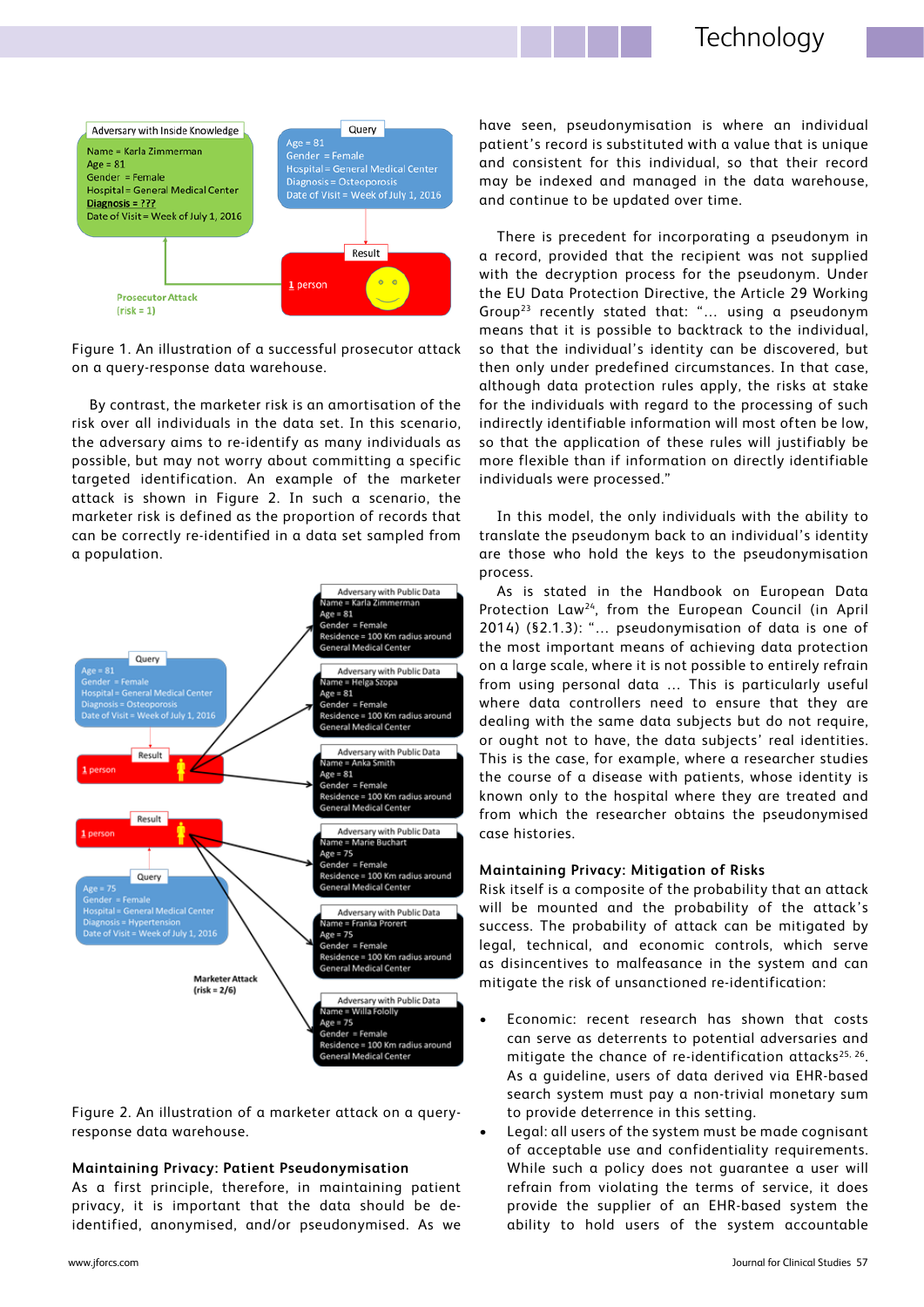Figure 1. An illustration of a successful prosecutor attack on a query-response data warehouse.

By contrast, the marketer risk is an amortisation of the risk over all individuals in the data set. In this scenario, the adversary aims to re-identify as many individuals as possible, but may not worry about committing a specific targeted identification. An example of the marketer attack is shown in Figure 2. In such a scenario, the marketer risk is defined as the proportion of records that can be correctly re-identified in a data set sampled from a population.

Figure 2. An illustration of a marketer attack on a query-response data warehouse.

### Maintaining Privacy: Patient Pseudonymisation

As a first principle, therefore, in maintaining patient privacy, it is important that the data should be de-identified, anonymised, and/or pseudonymised. As we have seen, pseudonymisation is where an individual patient's record is substituted with a value that is unique and consistent for this individual, so that their record may be indexed and managed in the data warehouse, and continue to be updated over time.

There is precedent for incorporating a pseudonym in a record, provided that the recipient was not supplied with the decryption process for the pseudonym. Under the EU Data Protection Directive, the Article 29 Working Group[23] recently stated that: "... using a pseudonym means that it is possible to backtrack to the individual, so that the individual's identity can be discovered, but then only under predefined circumstances. In that case, although data protection rules apply, the risks at stake for the individuals with regard to the processing of such indirectly identifiable information will most often be low, so that the application of these rules will justifiably be more flexible than if information on directly identifiable individuals were processed."

In this model, the only individuals with the ability to translate the pseudonym back to an individual's identity are those who hold the keys to the pseudonymisation process.

As is stated in the Handbook on European Data Protection Law[24], from the European Council (in April 2014) (§2.1.3): "... pseudonymisation of data is one of the most important means of achieving data protection on a large scale, where it is not possible to entirely refrain from using personal data ... This is particularly useful where data controllers need to ensure that they are dealing with the same data subjects but do not require, or ought not to have, the data subjects' real identities. This is the case, for example, where a researcher studies the course of a disease with patients, whose identity is known only to the hospital where they are treated and from which the researcher obtains the pseudonymised case histories.

### Maintaining Privacy: Mitigation of Risks

Risk itself is a composite of the probability that an attack will be mounted and the probability of the attack's success. The probability of attack can be mitigated by legal, technical, and economic controls, which serve as disincentives to malfeasance in the system and can mitigate the risk of unsanctioned re-identification:

- Economic: recent research has shown that costs can serve as deterrents to potential adversaries and mitigate the chance of re-identification attacks[25, 26]. As a guideline, users of data derived via EHR-based search system must pay a non-trivial monetary sum to provide deterrence in this setting.
- Legal: all users of the system must be made cognisant of acceptable use and confidentiality requirements. While such a policy does not guarantee a user will refrain from violating the terms of service, it does provide the supplier of an EHR-based system the ability to hold users of the system accountable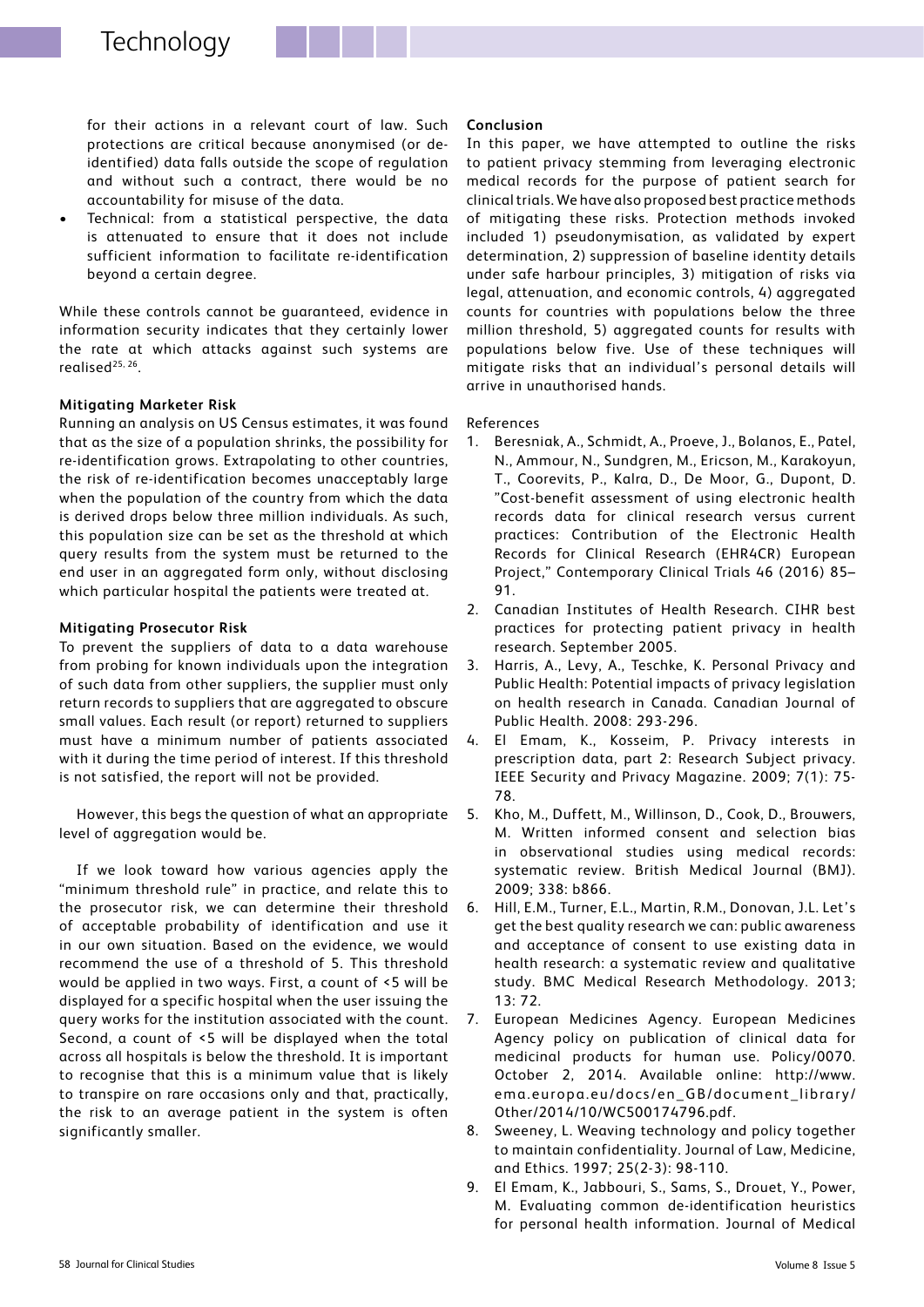for their actions in a relevant court of law. Such protections are critical because anonymised (or de-identified) data falls outside the scope of regulation and without such a contract, there would be no accountability for misuse of the data.

- Technical: from a statistical perspective, the data is attenuated to ensure that it does not include sufficient information to facilitate re-identification beyond a certain degree.

While these controls cannot be guaranteed, evidence in information security indicates that they certainly lower the rate at which attacks against such systems are realised[25, 26].

### Mitigating Marketer Risk

Running an analysis on US Census estimates, it was found that as the size of a population shrinks, the possibility for re-identification grows. Extrapolating to other countries, the risk of re-identification becomes unacceptably large when the population of the country from which the data is derived drops below three million individuals. As such, this population size can be set as the threshold at which query results from the system must be returned to the end user in an aggregated form only, without disclosing which particular hospital the patients were treated at.

### Mitigating Prosecutor Risk

To prevent the suppliers of data to a data warehouse from probing for known individuals upon the integration of such data from other suppliers, the supplier must only return records to suppliers that are aggregated to obscure small values. Each result (or report) returned to suppliers must have a minimum number of patients associated with it during the time period of interest. If this threshold is not satisfied, the report will not be provided.

However, this begs the question of what an appropriate level of aggregation would be.

If we look toward how various agencies apply the "minimum threshold rule" in practice, and relate this to the prosecutor risk, we can determine their threshold of acceptable probability of identification and use it in our own situation. Based on the evidence, we would recommend the use of a threshold of 5. This threshold would be applied in two ways. First, a count of <5 will be displayed for a specific hospital when the user issuing the query works for the institution associated with the count. Second, a count of <5 will be displayed when the total across all hospitals is below the threshold. It is important to recognise that this is a minimum value that is likely to transpire on rare occasions only and that, practically, the risk to an average patient in the system is often significantly smaller.

### Conclusion

In this paper, we have attempted to outline the risks to patient privacy stemming from leveraging electronic medical records for the purpose of patient search for clinical trials. We have also proposed best practice methods of mitigating these risks. Protection methods invoked included 1) pseudonymisation, as validated by expert determination, 2) suppression of baseline identity details under safe harbour principles, 3) mitigation of risks via legal, attenuation, and economic controls, 4) aggregated counts for countries with populations below the three million threshold, 5) aggregated counts for results with populations below five. Use of these techniques will mitigate risks that an individual's personal details will arrive in unauthorised hands.

References

1. Beresniak, A., Schmidt, A., Proeve, J., Bolanos, E., Patel, N., Ammour, N., Sundgren, M., Ericson, M., Karakoyun, T., Coorevits, P., Kalra, D., De Moor, G., Dupont, D. "Cost-benefit assessment of using electronic health records data for clinical research versus current practices: Contribution of the Electronic Health Records for Clinical Research (EHR4CR) European Project," Contemporary Clinical Trials 46 (2016) 85–91.
2. Canadian Institutes of Health Research. CIHR best practices for protecting patient privacy in health research. September 2005.
3. Harris, A., Levy, A., Teschke, K. Personal Privacy and Public Health: Potential impacts of privacy legislation on health research in Canada. Canadian Journal of Public Health. 2008: 293-296.
4. El Emam, K., Kosseim, P. Privacy interests in prescription data, part 2: Research Subject privacy. IEEE Security and Privacy Magazine. 2009; 7(1): 75-78.
5. Kho, M., Duffett, M., Willinson, D., Cook, D., Brouwers, M. Written informed consent and selection bias in observational studies using medical records: systematic review. British Medical Journal (BMJ). 2009; 338: b866.
6. Hill, E.M., Turner, E.L., Martin, R.M., Donovan, J.L. Let's get the best quality research we can: public awareness and acceptance of consent to use existing data in health research: a systematic review and qualitative study. BMC Medical Research Methodology. 2013; 13: 72.
7. European Medicines Agency. European Medicines Agency policy on publication of clinical data for medicinal products for human use. Policy/0070. October 2, 2014. Available online: http://www.ema.europa.eu/docs/en_GB/document_library/Other/2014/10/WC500174796.pdf.
8. Sweeney, L. Weaving technology and policy together to maintain confidentiality. Journal of Law, Medicine, and Ethics. 1997; 25(2-3): 98-110.
9. El Emam, K., Jabbouri, S., Sams, S., Drouet, Y., Power, M. Evaluating common de-identification heuristics for personal health information. Journal of Medical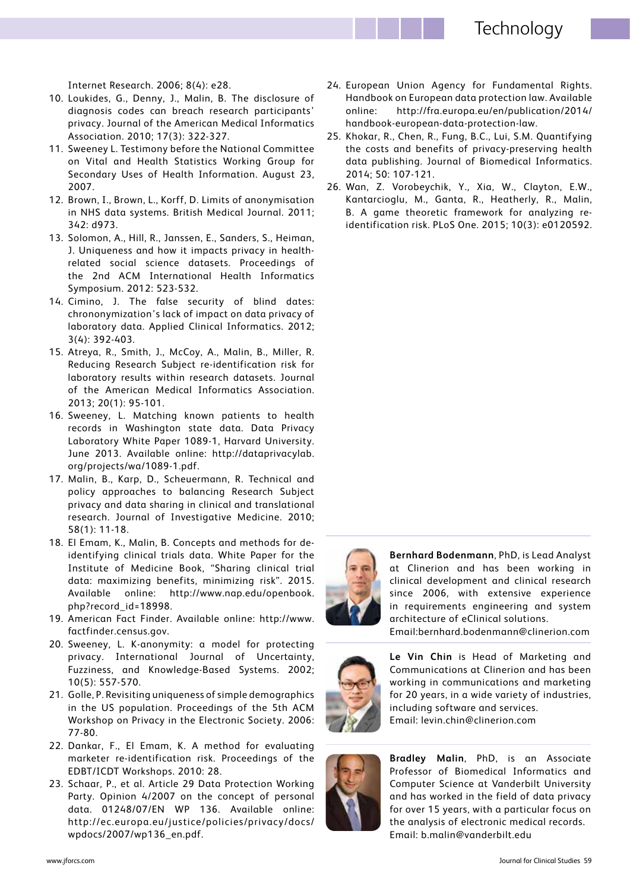Internet Research. 2006; 8(4): e28.

10. Loukides, G., Denny, J., Malin, B. The disclosure of diagnosis codes can breach research participants' privacy. Journal of the American Medical Informatics Association. 2010; 17(3): 322-327.
11. Sweeney L. Testimony before the National Committee on Vital and Health Statistics Working Group for Secondary Uses of Health Information. August 23, 2007.
12. Brown, I., Brown, L., Korff, D. Limits of anonymisation in NHS data systems. British Medical Journal. 2011; 342: d973.
13. Solomon, A., Hill, R., Janssen, E., Sanders, S., Heiman, J. Uniqueness and how it impacts privacy in health-related social science datasets. Proceedings of the 2nd ACM International Health Informatics Symposium. 2012: 523-532.
14. Cimino, J. The false security of blind dates: chrononymization's lack of impact on data privacy of laboratory data. Applied Clinical Informatics. 2012; 3(4): 392-403.
15. Atreya, R., Smith, J., McCoy, A., Malin, B., Miller, R. Reducing Research Subject re-identification risk for laboratory results within research datasets. Journal of the American Medical Informatics Association. 2013; 20(1): 95-101.
16. Sweeney, L. Matching known patients to health records in Washington state data. Data Privacy Laboratory White Paper 1089-1, Harvard University. June 2013. Available online: http://dataprivacylab.org/projects/wa/1089-1.pdf.
17. Malin, B., Karp, D., Scheuermann, R. Technical and policy approaches to balancing Research Subject privacy and data sharing in clinical and translational research. Journal of Investigative Medicine. 2010; 58(1): 11-18.
18. El Emam, K., Malin, B. Concepts and methods for de-identifying clinical trials data. White Paper for the Institute of Medicine Book, "Sharing clinical trial data: maximizing benefits, minimizing risk". 2015. Available online: http://www.nap.edu/openbook.php?record_id=18998.
19. American Fact Finder. Available online: http://www.factfinder.census.gov.
20. Sweeney, L. K-anonymity: a model for protecting privacy. International Journal of Uncertainty, Fuzziness, and Knowledge-Based Systems. 2002; 10(5): 557-570.
21. Golle, P. Revisiting uniqueness of simple demographics in the US population. Proceedings of the 5th ACM Workshop on Privacy in the Electronic Society. 2006: 77-80.
22. Dankar, F., El Emam, K. A method for evaluating marketer re-identification risk. Proceedings of the EDBT/ICDT Workshops. 2010: 28.
23. Schaar, P., et al. Article 29 Data Protection Working Party. Opinion 4/2007 on the concept of personal data. 01248/07/EN WP 136. Available online: http://ec.europa.eu/justice/policies/privacy/docs/wpdocs/2007/wp136_en.pdf.
24. European Union Agency for Fundamental Rights. Handbook on European data protection law. Available online: http://fra.europa.eu/en/publication/2014/handbook-european-data-protection-law.
25. Khokar, R., Chen, R., Fung, B.C., Lui, S.M. Quantifying the costs and benefits of privacy-preserving health data publishing. Journal of Biomedical Informatics. 2014; 50: 107-121.
26. Wan, Z. Vorobeychik, Y., Xia, W., Clayton, E.W., Kantarcioglu, M., Ganta, R., Heatherly, R., Malin, B. A game theoretic framework for analyzing re-identification risk. PLoS One. 2015; 10(3): e0120592.

**Bernhard Bodenmann**, PhD, is Lead Analyst at Clinerion and has been working in clinical development and clinical research since 2006, with extensive experience in requirements engineering and system architecture of eClinical solutions.
Email:bernhard.bodenmann@clinerion.com

**Le Vin Chin** is Head of Marketing and Communications at Clinerion and has been working in communications and marketing for 20 years, in a wide variety of industries, including software and services.
Email: levin.chin@clinerion.com

**Bradley Malin**, PhD, is an Associate Professor of Biomedical Informatics and Computer Science at Vanderbilt University and has worked in the field of data privacy for over 15 years, with a particular focus on the analysis of electronic medical records.
Email: b.malin@vanderbilt.edu